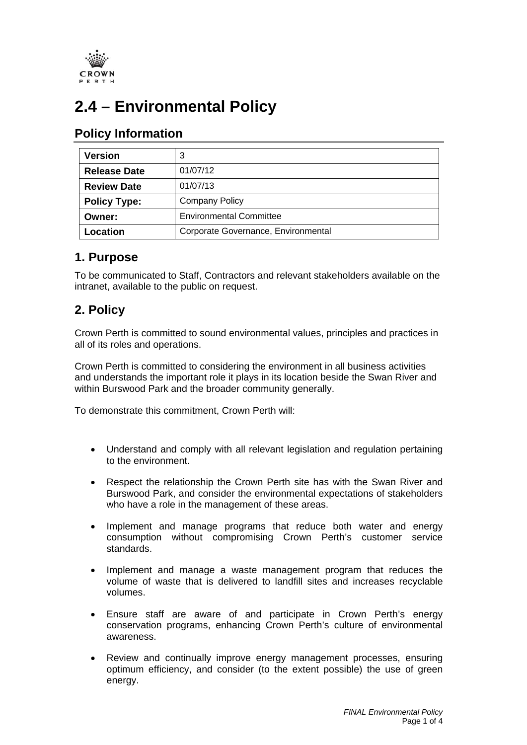# 2.4 – Environmental Policy

## Policy Information

| **Version** | 3 |
|---|---|
| **Release Date** | 01/07/12 |
| **Review Date** | 01/07/13 |
| **Policy Type:** | Company Policy |
| **Owner:** | Environmental Committee |
| **Location** | Corporate Governance, Environmental |

## 1. Purpose

To be communicated to Staff, Contractors and relevant stakeholders available on the intranet, available to the public on request.

## 2. Policy

Crown Perth is committed to sound environmental values, principles and practices in all of its roles and operations.

Crown Perth is committed to considering the environment in all business activities and understands the important role it plays in its location beside the Swan River and within Burswood Park and the broader community generally.

To demonstrate this commitment, Crown Perth will:

- Understand and comply with all relevant legislation and regulation pertaining to the environment.
- Respect the relationship the Crown Perth site has with the Swan River and Burswood Park, and consider the environmental expectations of stakeholders who have a role in the management of these areas.
- Implement and manage programs that reduce both water and energy consumption without compromising Crown Perth's customer service standards.
- Implement and manage a waste management program that reduces the volume of waste that is delivered to landfill sites and increases recyclable volumes.
- Ensure staff are aware of and participate in Crown Perth's energy conservation programs, enhancing Crown Perth's culture of environmental awareness.
- Review and continually improve energy management processes, ensuring optimum efficiency, and consider (to the extent possible) the use of green energy.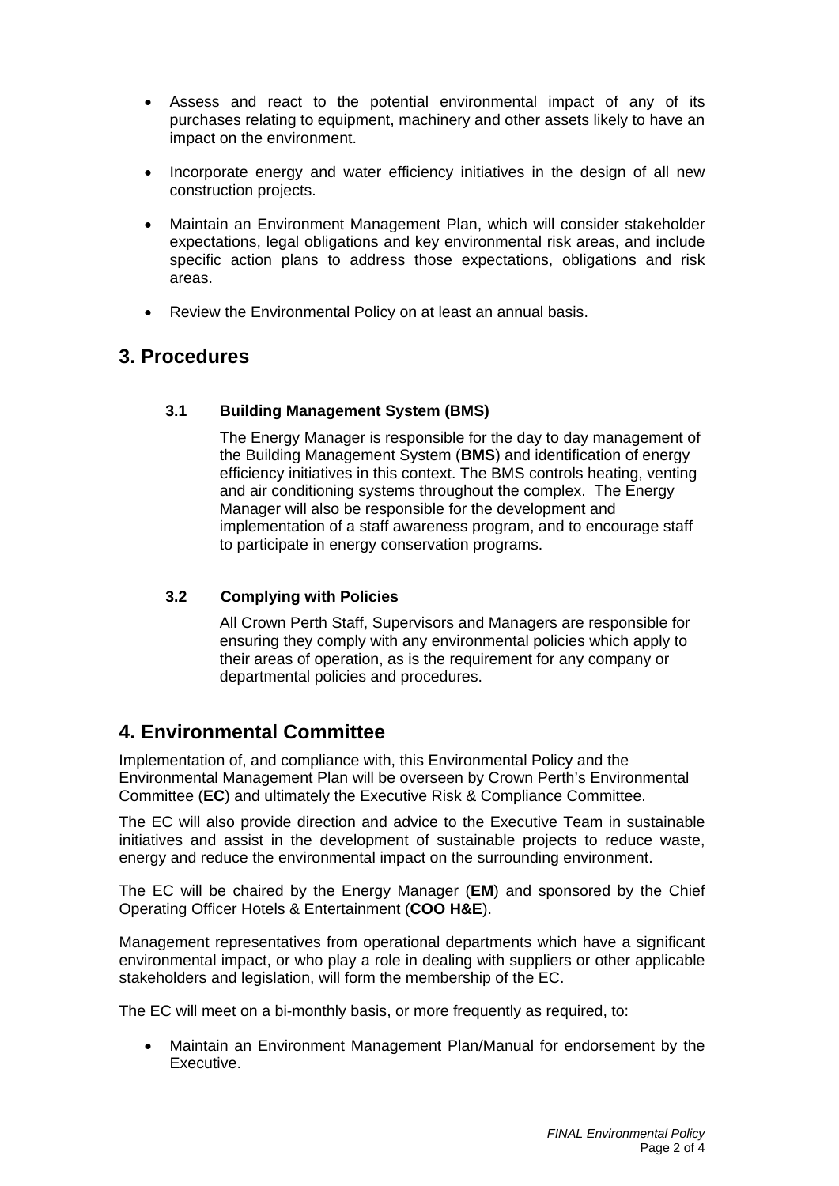- Assess and react to the potential environmental impact of any of its purchases relating to equipment, machinery and other assets likely to have an impact on the environment.
- Incorporate energy and water efficiency initiatives in the design of all new construction projects.
- Maintain an Environment Management Plan, which will consider stakeholder expectations, legal obligations and key environmental risk areas, and include specific action plans to address those expectations, obligations and risk areas.
- Review the Environmental Policy on at least an annual basis.

## 3. Procedures

### 3.1 Building Management System (BMS)

The Energy Manager is responsible for the day to day management of the Building Management System (**BMS**) and identification of energy efficiency initiatives in this context. The BMS controls heating, venting and air conditioning systems throughout the complex. The Energy Manager will also be responsible for the development and implementation of a staff awareness program, and to encourage staff to participate in energy conservation programs.

### 3.2 Complying with Policies

All Crown Perth Staff, Supervisors and Managers are responsible for ensuring they comply with any environmental policies which apply to their areas of operation, as is the requirement for any company or departmental policies and procedures.

## 4. Environmental Committee

Implementation of, and compliance with, this Environmental Policy and the Environmental Management Plan will be overseen by Crown Perth's Environmental Committee (**EC**) and ultimately the Executive Risk & Compliance Committee.

The EC will also provide direction and advice to the Executive Team in sustainable initiatives and assist in the development of sustainable projects to reduce waste, energy and reduce the environmental impact on the surrounding environment.

The EC will be chaired by the Energy Manager (**EM**) and sponsored by the Chief Operating Officer Hotels & Entertainment (**COO H&E**).

Management representatives from operational departments which have a significant environmental impact, or who play a role in dealing with suppliers or other applicable stakeholders and legislation, will form the membership of the EC.

The EC will meet on a bi-monthly basis, or more frequently as required, to:

- Maintain an Environment Management Plan/Manual for endorsement by the Executive.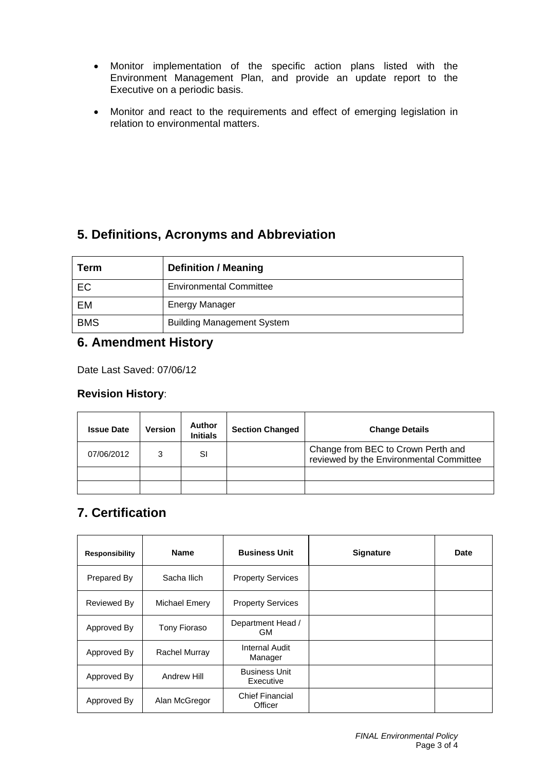- Monitor implementation of the specific action plans listed with the Environment Management Plan, and provide an update report to the Executive on a periodic basis.

- Monitor and react to the requirements and effect of emerging legislation in relation to environmental matters.

## 5. Definitions, Acronyms and Abbreviation

| Term | Definition / Meaning |
|---|---|
| EC | Environmental Committee |
| EM | Energy Manager |
| BMS | Building Management System |

## 6. Amendment History

Date Last Saved: 07/06/12

### Revision History:

| Issue Date | Version | Author Initials | Section Changed | Change Details |
|---|---|---|---|---|
| 07/06/2012 | 3 | SI | | Change from BEC to Crown Perth and reviewed by the Environmental Committee |
| | | | | |
| | | | | |

## 7. Certification

| Responsibility | Name | Business Unit | Signature | Date |
|---|---|---|---|---|
| Prepared By | Sacha Ilich | Property Services | | |
| Reviewed By | Michael Emery | Property Services | | |
| Approved By | Tony Fioraso | Department Head / GM | | |
| Approved By | Rachel Murray | Internal Audit Manager | | |
| Approved By | Andrew Hill | Business Unit Executive | | |
| Approved By | Alan McGregor | Chief Financial Officer | | |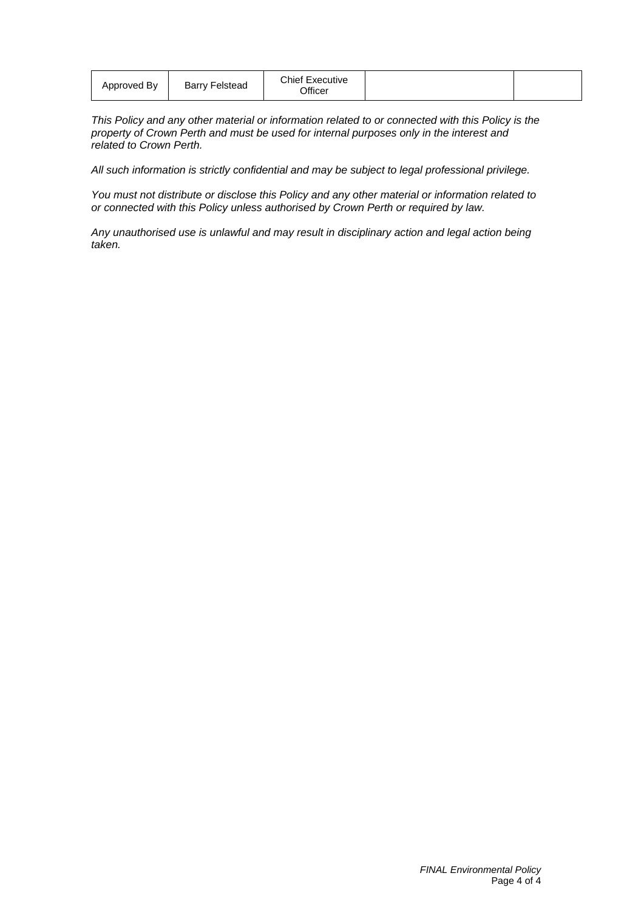| | | | | |
|---|---|---|---|---|
| Approved By | Barry Felstead | Chief Executive Officer | | |

*This Policy and any other material or information related to or connected with this Policy is the property of Crown Perth and must be used for internal purposes only in the interest and related to Crown Perth.*

*All such information is strictly confidential and may be subject to legal professional privilege.*

*You must not distribute or disclose this Policy and any other material or information related to or connected with this Policy unless authorised by Crown Perth or required by law.*

*Any unauthorised use is unlawful and may result in disciplinary action and legal action being taken.*